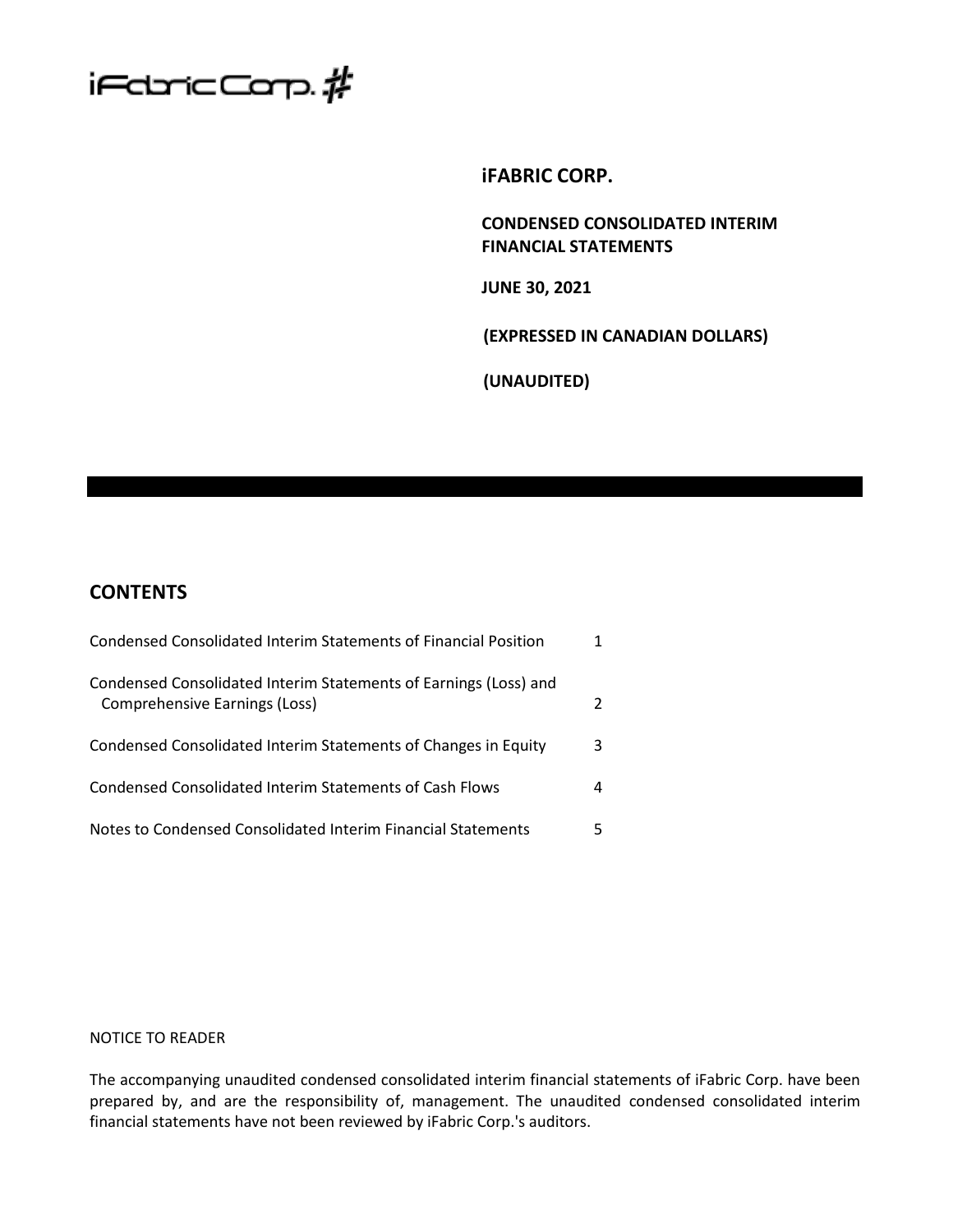iFabric Corp.

# iFABRIC CORP.

**CONDENSED CONSOLIDATED INTERIM FINANCIAL STATEMENTS**

**JUNE 30, 2021**

**(EXPRESSED IN CANADIAN DOLLARS)**

**(UNAUDITED)**

## CONTENTS

| | |
|---|---|
| Condensed Consolidated Interim Statements of Financial Position | 1 |
| Condensed Consolidated Interim Statements of Earnings (Loss) and Comprehensive Earnings (Loss) | 2 |
| Condensed Consolidated Interim Statements of Changes in Equity | 3 |
| Condensed Consolidated Interim Statements of Cash Flows | 4 |
| Notes to Condensed Consolidated Interim Financial Statements | 5 |

NOTICE TO READER

The accompanying unaudited condensed consolidated interim financial statements of iFabric Corp. have been prepared by, and are the responsibility of, management. The unaudited condensed consolidated interim financial statements have not been reviewed by iFabric Corp.'s auditors.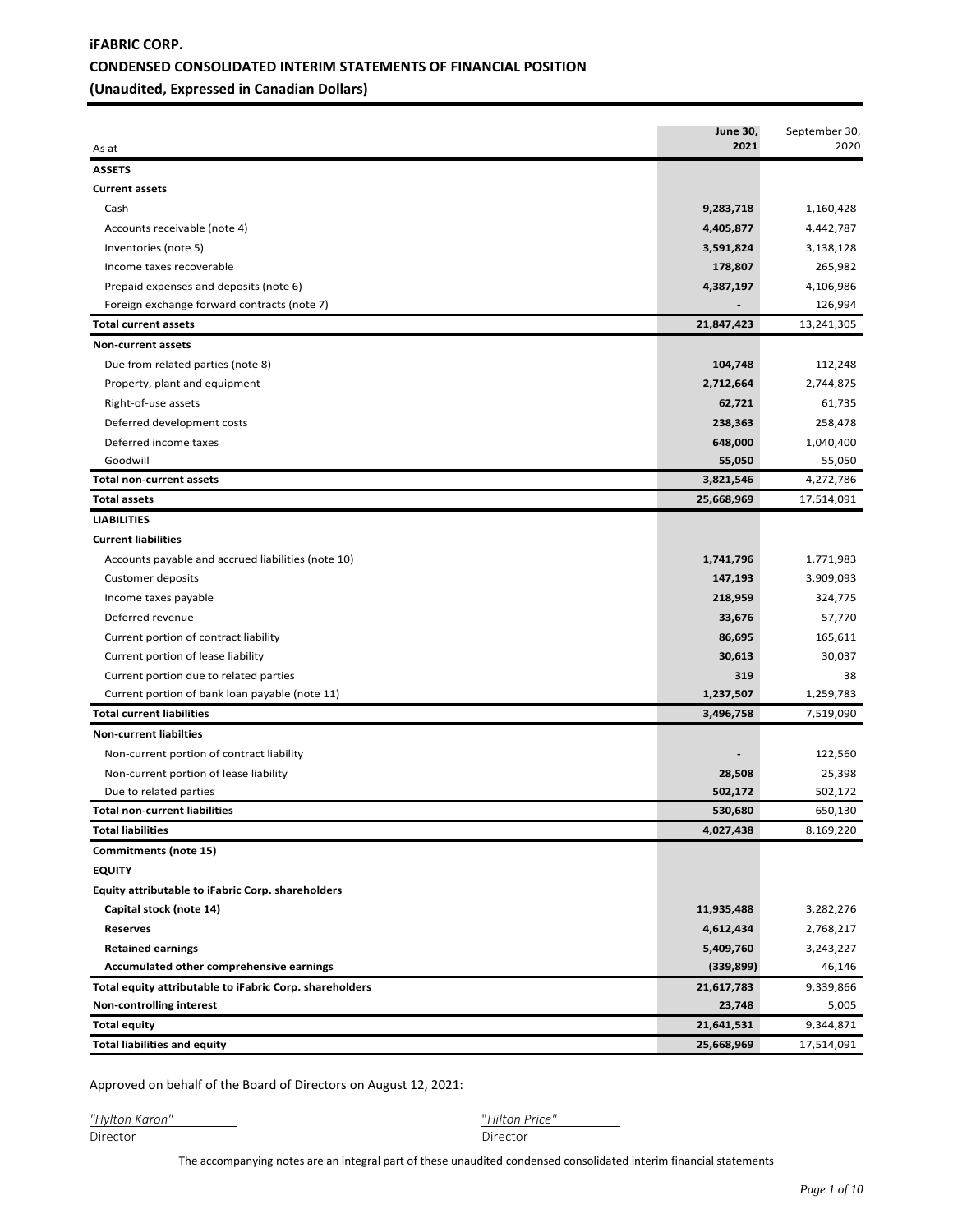# iFABRIC CORP.

## CONDENSED CONSOLIDATED INTERIM STATEMENTS OF FINANCIAL POSITION

### (Unaudited, Expressed in Canadian Dollars)

| As at | **June 30, 2021** | September 30, 2020 |
|---|---|---|
| **ASSETS** | | |
| **Current assets** | | |
| Cash | **9,283,718** | 1,160,428 |
| Accounts receivable (note 4) | **4,405,877** | 4,442,787 |
| Inventories (note 5) | **3,591,824** | 3,138,128 |
| Income taxes recoverable | **178,807** | 265,982 |
| Prepaid expenses and deposits (note 6) | **4,387,197** | 4,106,986 |
| Foreign exchange forward contracts (note 7) | **-** | 126,994 |
| **Total current assets** | **21,847,423** | 13,241,305 |
| **Non-current assets** | | |
| Due from related parties (note 8) | **104,748** | 112,248 |
| Property, plant and equipment | **2,712,664** | 2,744,875 |
| Right-of-use assets | **62,721** | 61,735 |
| Deferred development costs | **238,363** | 258,478 |
| Deferred income taxes | **648,000** | 1,040,400 |
| Goodwill | **55,050** | 55,050 |
| **Total non-current assets** | **3,821,546** | 4,272,786 |
| **Total assets** | **25,668,969** | 17,514,091 |
| **LIABILITIES** | | |
| **Current liabilities** | | |
| Accounts payable and accrued liabilities (note 10) | **1,741,796** | 1,771,983 |
| Customer deposits | **147,193** | 3,909,093 |
| Income taxes payable | **218,959** | 324,775 |
| Deferred revenue | **33,676** | 57,770 |
| Current portion of contract liability | **86,695** | 165,611 |
| Current portion of lease liability | **30,613** | 30,037 |
| Current portion due to related parties | **319** | 38 |
| Current portion of bank loan payable (note 11) | **1,237,507** | 1,259,783 |
| **Total current liabilities** | **3,496,758** | 7,519,090 |
| **Non-current liabilties** | | |
| Non-current portion of contract liability | **-** | 122,560 |
| Non-current portion of lease liability | **28,508** | 25,398 |
| Due to related parties | **502,172** | 502,172 |
| **Total non-current liabilities** | **530,680** | 650,130 |
| **Total liabilities** | **4,027,438** | 8,169,220 |
| **Commitments (note 15)** | | |
| **EQUITY** | | |
| **Equity attributable to iFabric Corp. shareholders** | | |
| **Capital stock (note 14)** | **11,935,488** | 3,282,276 |
| **Reserves** | **4,612,434** | 2,768,217 |
| **Retained earnings** | **5,409,760** | 3,243,227 |
| **Accumulated other comprehensive earnings** | **(339,899)** | 46,146 |
| **Total equity attributable to iFabric Corp. shareholders** | **21,617,783** | 9,339,866 |
| **Non-controlling interest** | **23,748** | 5,005 |
| **Total equity** | **21,641,531** | 9,344,871 |
| **Total liabilities and equity** | **25,668,969** | 17,514,091 |

Approved on behalf of the Board of Directors on August 12, 2021:

*"Hylton Karon"*
Director

*"Hilton Price"*
Director

The accompanying notes are an integral part of these unaudited condensed consolidated interim financial statements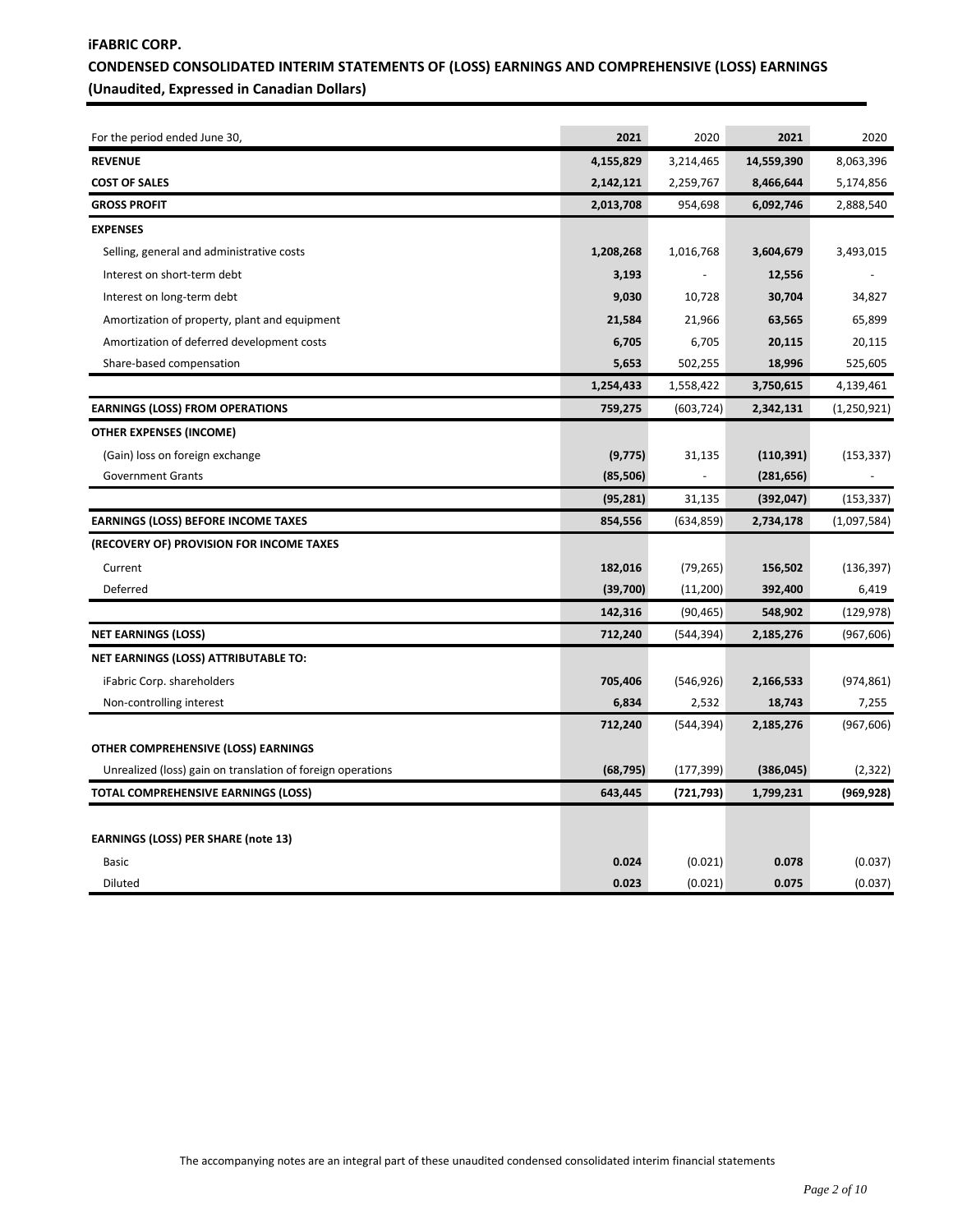**iFABRIC CORP.**

**CONDENSED CONSOLIDATED INTERIM STATEMENTS OF (LOSS) EARNINGS AND COMPREHENSIVE (LOSS) EARNINGS**

**(Unaudited, Expressed in Canadian Dollars)**

| For the period ended June 30, | 2021 | 2020 | 2021 | 2020 |
|---|---|---|---|---|
| **REVENUE** | **4,155,829** | 3,214,465 | **14,559,390** | 8,063,396 |
| **COST OF SALES** | **2,142,121** | 2,259,767 | **8,466,644** | 5,174,856 |
| **GROSS PROFIT** | **2,013,708** | 954,698 | **6,092,746** | 2,888,540 |
| **EXPENSES** | | | | |
| Selling, general and administrative costs | **1,208,268** | 1,016,768 | **3,604,679** | 3,493,015 |
| Interest on short-term debt | **3,193** | - | **12,556** | - |
| Interest on long-term debt | **9,030** | 10,728 | **30,704** | 34,827 |
| Amortization of property, plant and equipment | **21,584** | 21,966 | **63,565** | 65,899 |
| Amortization of deferred development costs | **6,705** | 6,705 | **20,115** | 20,115 |
| Share-based compensation | **5,653** | 502,255 | **18,996** | 525,605 |
| | **1,254,433** | 1,558,422 | **3,750,615** | 4,139,461 |
| **EARNINGS (LOSS) FROM OPERATIONS** | **759,275** | (603,724) | **2,342,131** | (1,250,921) |
| **OTHER EXPENSES (INCOME)** | | | | |
| (Gain) loss on foreign exchange | **(9,775)** | 31,135 | **(110,391)** | (153,337) |
| Government Grants | **(85,506)** | - | **(281,656)** | - |
| | **(95,281)** | 31,135 | **(392,047)** | (153,337) |
| **EARNINGS (LOSS) BEFORE INCOME TAXES** | **854,556** | (634,859) | **2,734,178** | (1,097,584) |
| **(RECOVERY OF) PROVISION FOR INCOME TAXES** | | | | |
| Current | **182,016** | (79,265) | **156,502** | (136,397) |
| Deferred | **(39,700)** | (11,200) | **392,400** | 6,419 |
| | **142,316** | (90,465) | **548,902** | (129,978) |
| **NET EARNINGS (LOSS)** | **712,240** | (544,394) | **2,185,276** | (967,606) |
| **NET EARNINGS (LOSS) ATTRIBUTABLE TO:** | | | | |
| iFabric Corp. shareholders | **705,406** | (546,926) | **2,166,533** | (974,861) |
| Non-controlling interest | **6,834** | 2,532 | **18,743** | 7,255 |
| | **712,240** | (544,394) | **2,185,276** | (967,606) |
| **OTHER COMPREHENSIVE (LOSS) EARNINGS** | | | | |
| Unrealized (loss) gain on translation of foreign operations | **(68,795)** | (177,399) | **(386,045)** | (2,322) |
| **TOTAL COMPREHENSIVE EARNINGS (LOSS)** | **643,445** | **(721,793)** | **1,799,231** | **(969,928)** |
| | | | | |
| **EARNINGS (LOSS) PER SHARE (note 13)** | | | | |
| Basic | **0.024** | (0.021) | **0.078** | (0.037) |
| Diluted | **0.023** | (0.021) | **0.075** | (0.037) |

The accompanying notes are an integral part of these unaudited condensed consolidated interim financial statements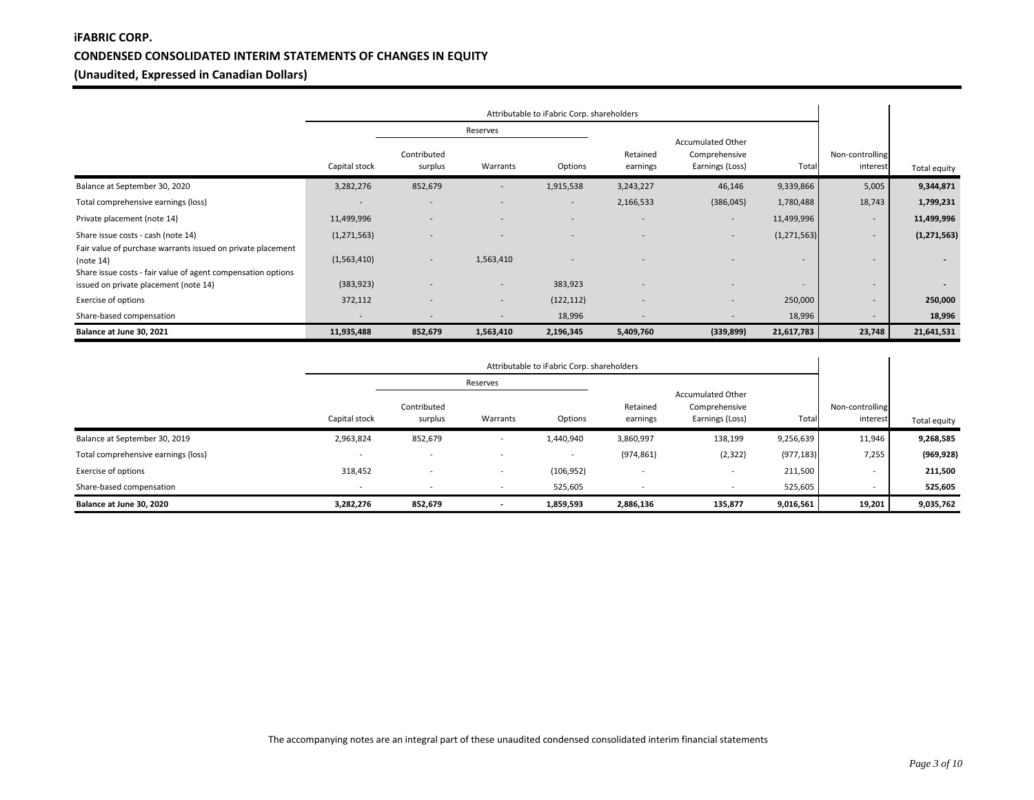# iFABRIC CORP.

## CONDENSED CONSOLIDATED INTERIM STATEMENTS OF CHANGES IN EQUITY

### (Unaudited, Expressed in Canadian Dollars)

| | Attributable to iFabric Corp. shareholders | | | | | | | | |
|---|---|---|---|---|---|---|---|---|---|
| | | Reserves | | | | | | | |
| | Capital stock | Contributed surplus | Warrants | Options | Retained earnings | Accumulated Other Comprehensive Earnings (Loss) | Total | Non-controlling interest | Total equity |
| Balance at September 30, 2020 | 3,282,276 | 852,679 | - | 1,915,538 | 3,243,227 | 46,146 | 9,339,866 | 5,005 | **9,344,871** |
| Total comprehensive earnings (loss) | - | - | - | - | 2,166,533 | (386,045) | 1,780,488 | 18,743 | **1,799,231** |
| Private placement (note 14) | 11,499,996 | - | - | - | - | - | 11,499,996 | - | **11,499,996** |
| Share issue costs - cash (note 14) | (1,271,563) | - | - | - | - | - | (1,271,563) | - | **(1,271,563)** |
| Fair value of purchase warrants issued on private placement (note 14) | (1,563,410) | - | 1,563,410 | - | - | - | - | - | **-** |
| Share issue costs - fair value of agent compensation options issued on private placement (note 14) | (383,923) | - | - | 383,923 | - | - | - | - | **-** |
| Exercise of options | 372,112 | - | - | (122,112) | - | - | 250,000 | - | **250,000** |
| Share-based compensation | - | - | - | 18,996 | - | - | 18,996 | - | **18,996** |
| **Balance at June 30, 2021** | **11,935,488** | **852,679** | **1,563,410** | **2,196,345** | **5,409,760** | **(339,899)** | **21,617,783** | **23,748** | **21,641,531** |

| | Attributable to iFabric Corp. shareholders | | | | | | | | |
|---|---|---|---|---|---|---|---|---|---|
| | | Reserves | | | | | | | |
| | Capital stock | Contributed surplus | Warrants | Options | Retained earnings | Accumulated Other Comprehensive Earnings (Loss) | Total | Non-controlling interest | Total equity |
| Balance at September 30, 2019 | 2,963,824 | 852,679 | - | 1,440,940 | 3,860,997 | 138,199 | 9,256,639 | 11,946 | **9,268,585** |
| Total comprehensive earnings (loss) | - | - | - | - | (974,861) | (2,322) | (977,183) | 7,255 | **(969,928)** |
| Exercise of options | 318,452 | - | - | (106,952) | - | - | 211,500 | - | **211,500** |
| Share-based compensation | - | - | - | 525,605 | - | - | 525,605 | - | **525,605** |
| **Balance at June 30, 2020** | **3,282,276** | **852,679** | **-** | **1,859,593** | **2,886,136** | **135,877** | **9,016,561** | **19,201** | **9,035,762** |

The accompanying notes are an integral part of these unaudited condensed consolidated interim financial statements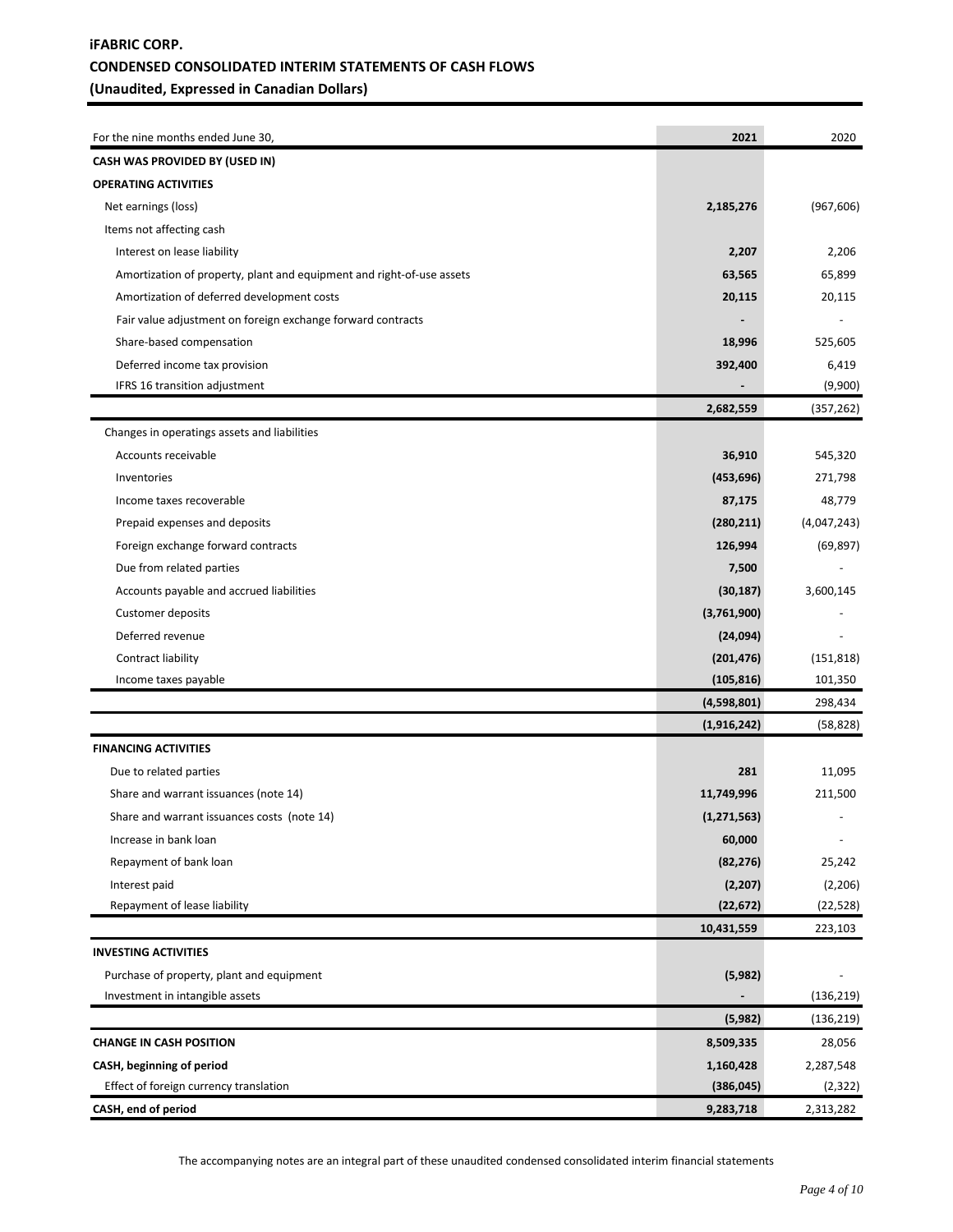# iFABRIC CORP.

## CONDENSED CONSOLIDATED INTERIM STATEMENTS OF CASH FLOWS

## (Unaudited, Expressed in Canadian Dollars)

| For the nine months ended June 30, | 2021 | 2020 |
|---|---|---|
| **CASH WAS PROVIDED BY (USED IN)** | | |
| **OPERATING ACTIVITIES** | | |
| Net earnings (loss) | **2,185,276** | (967,606) |
| Items not affecting cash | | |
| Interest on lease liability | **2,207** | 2,206 |
| Amortization of property, plant and equipment and right-of-use assets | **63,565** | 65,899 |
| Amortization of deferred development costs | **20,115** | 20,115 |
| Fair value adjustment on foreign exchange forward contracts | **-** | - |
| Share-based compensation | **18,996** | 525,605 |
| Deferred income tax provision | **392,400** | 6,419 |
| IFRS 16 transition adjustment | **-** | (9,900) |
| | **2,682,559** | (357,262) |
| Changes in operatings assets and liabilities | | |
| Accounts receivable | **36,910** | 545,320 |
| Inventories | **(453,696)** | 271,798 |
| Income taxes recoverable | **87,175** | 48,779 |
| Prepaid expenses and deposits | **(280,211)** | (4,047,243) |
| Foreign exchange forward contracts | **126,994** | (69,897) |
| Due from related parties | **7,500** | - |
| Accounts payable and accrued liabilities | **(30,187)** | 3,600,145 |
| Customer deposits | **(3,761,900)** | - |
| Deferred revenue | **(24,094)** | - |
| Contract liability | **(201,476)** | (151,818) |
| Income taxes payable | **(105,816)** | 101,350 |
| | **(4,598,801)** | 298,434 |
| | **(1,916,242)** | (58,828) |
| **FINANCING ACTIVITIES** | | |
| Due to related parties | **281** | 11,095 |
| Share and warrant issuances (note 14) | **11,749,996** | 211,500 |
| Share and warrant issuances costs (note 14) | **(1,271,563)** | - |
| Increase in bank loan | **60,000** | - |
| Repayment of bank loan | **(82,276)** | 25,242 |
| Interest paid | **(2,207)** | (2,206) |
| Repayment of lease liability | **(22,672)** | (22,528) |
| | **10,431,559** | 223,103 |
| **INVESTING ACTIVITIES** | | |
| Purchase of property, plant and equipment | **(5,982)** | - |
| Investment in intangible assets | **-** | (136,219) |
| | **(5,982)** | (136,219) |
| **CHANGE IN CASH POSITION** | **8,509,335** | 28,056 |
| **CASH, beginning of period** | **1,160,428** | 2,287,548 |
| Effect of foreign currency translation | **(386,045)** | (2,322) |
| **CASH, end of period** | **9,283,718** | 2,313,282 |

The accompanying notes are an integral part of these unaudited condensed consolidated interim financial statements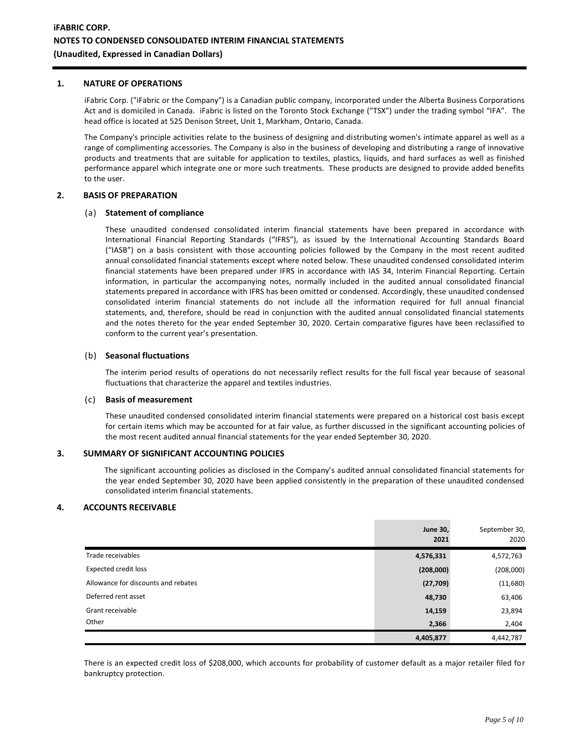**iFABRIC CORP.**
**NOTES TO CONDENSED CONSOLIDATED INTERIM FINANCIAL STATEMENTS**
**(Unaudited, Expressed in Canadian Dollars)**

## 1. NATURE OF OPERATIONS

iFabric Corp. ("iFabric or the Company") is a Canadian public company, incorporated under the Alberta Business Corporations Act and is domiciled in Canada. iFabric is listed on the Toronto Stock Exchange ("TSX") under the trading symbol "IFA". The head office is located at 525 Denison Street, Unit 1, Markham, Ontario, Canada.

The Company's principle activities relate to the business of designing and distributing women's intimate apparel as well as a range of complimenting accessories. The Company is also in the business of developing and distributing a range of innovative products and treatments that are suitable for application to textiles, plastics, liquids, and hard surfaces as well as finished performance apparel which integrate one or more such treatments. These products are designed to provide added benefits to the user.

## 2. BASIS OF PREPARATION

### (a) Statement of compliance

These unaudited condensed consolidated interim financial statements have been prepared in accordance with International Financial Reporting Standards ("IFRS"), as issued by the International Accounting Standards Board ("IASB") on a basis consistent with those accounting policies followed by the Company in the most recent audited annual consolidated financial statements except where noted below. These unaudited condensed consolidated interim financial statements have been prepared under IFRS in accordance with IAS 34, Interim Financial Reporting. Certain information, in particular the accompanying notes, normally included in the audited annual consolidated financial statements prepared in accordance with IFRS has been omitted or condensed. Accordingly, these unaudited condensed consolidated interim financial statements do not include all the information required for full annual financial statements, and, therefore, should be read in conjunction with the audited annual consolidated financial statements and the notes thereto for the year ended September 30, 2020. Certain comparative figures have been reclassified to conform to the current year's presentation.

### (b) Seasonal fluctuations

The interim period results of operations do not necessarily reflect results for the full fiscal year because of seasonal fluctuations that characterize the apparel and textiles industries.

### (c) Basis of measurement

These unaudited condensed consolidated interim financial statements were prepared on a historical cost basis except for certain items which may be accounted for at fair value, as further discussed in the significant accounting policies of the most recent audited annual financial statements for the year ended September 30, 2020.

## 3. SUMMARY OF SIGNIFICANT ACCOUNTING POLICIES

The significant accounting policies as disclosed in the Company's audited annual consolidated financial statements for the year ended September 30, 2020 have been applied consistently in the preparation of these unaudited condensed consolidated interim financial statements.

## 4. ACCOUNTS RECEIVABLE

| | **June 30, 2021** | September 30, 2020 |
|---|---|---|
| Trade receivables | **4,576,331** | 4,572,763 |
| Expected credit loss | **(208,000)** | (208,000) |
| Allowance for discounts and rebates | **(27,709)** | (11,680) |
| Deferred rent asset | **48,730** | 63,406 |
| Grant receivable | **14,159** | 23,894 |
| Other | **2,366** | 2,404 |
| | **4,405,877** | 4,442,787 |

There is an expected credit loss of $208,000, which accounts for probability of customer default as a major retailer filed for bankruptcy protection.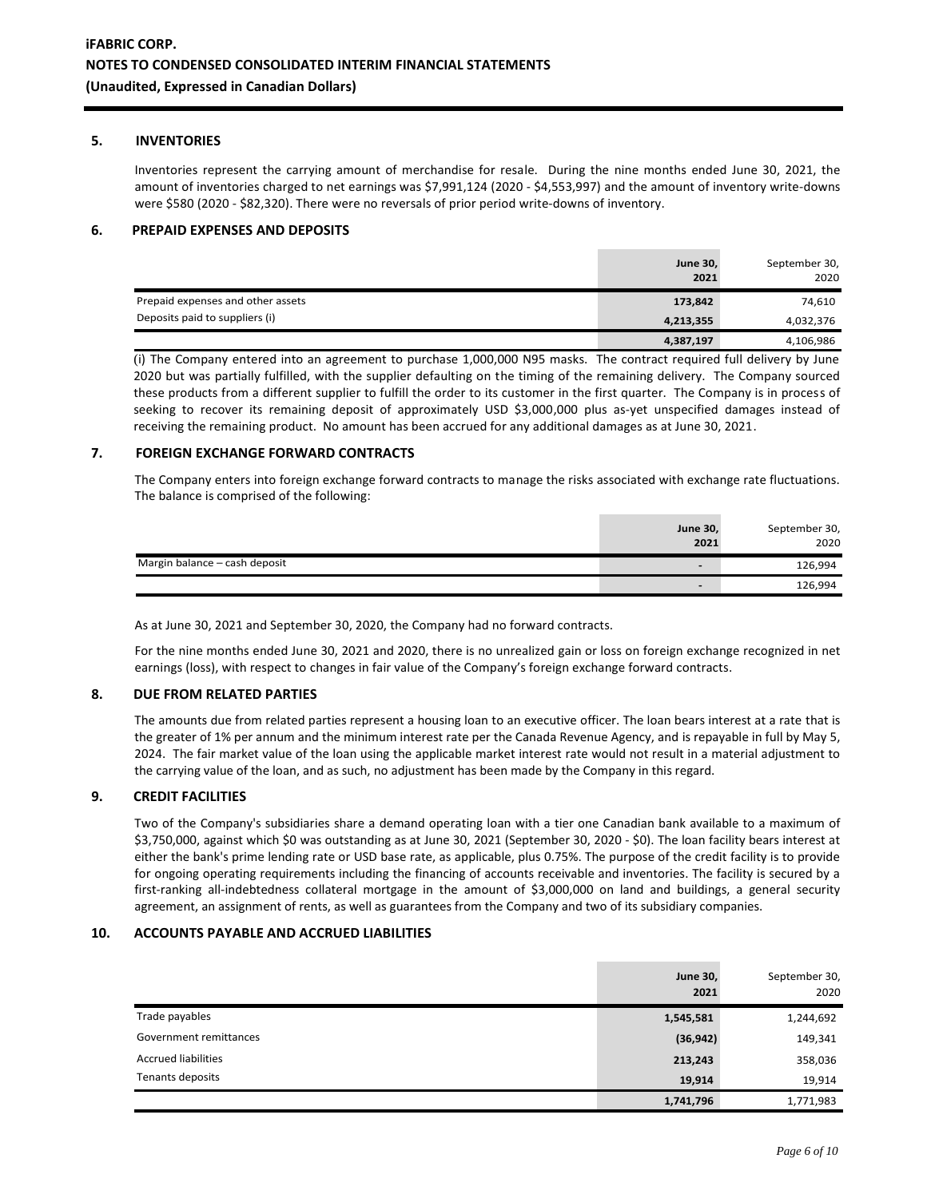## 5. INVENTORIES

Inventories represent the carrying amount of merchandise for resale. During the nine months ended June 30, 2021, the amount of inventories charged to net earnings was $7,991,124 (2020 - $4,553,997) and the amount of inventory write-downs were $580 (2020 - $82,320). There were no reversals of prior period write-downs of inventory.

## 6. PREPAID EXPENSES AND DEPOSITS

| | **June 30, 2021** | September 30, 2020 |
|---|---|---|
| Prepaid expenses and other assets | **173,842** | 74,610 |
| Deposits paid to suppliers (i) | **4,213,355** | 4,032,376 |
| | **4,387,197** | 4,106,986 |

(i) The Company entered into an agreement to purchase 1,000,000 N95 masks. The contract required full delivery by June 2020 but was partially fulfilled, with the supplier defaulting on the timing of the remaining delivery. The Company sourced these products from a different supplier to fulfill the order to its customer in the first quarter. The Company is in process of seeking to recover its remaining deposit of approximately USD $3,000,000 plus as-yet unspecified damages instead of receiving the remaining product. No amount has been accrued for any additional damages as at June 30, 2021.

## 7. FOREIGN EXCHANGE FORWARD CONTRACTS

The Company enters into foreign exchange forward contracts to manage the risks associated with exchange rate fluctuations. The balance is comprised of the following:

| | **June 30, 2021** | September 30, 2020 |
|---|---|---|
| Margin balance – cash deposit | **-** | 126,994 |
| | **-** | 126,994 |

As at June 30, 2021 and September 30, 2020, the Company had no forward contracts.

For the nine months ended June 30, 2021 and 2020, there is no unrealized gain or loss on foreign exchange recognized in net earnings (loss), with respect to changes in fair value of the Company's foreign exchange forward contracts.

## 8. DUE FROM RELATED PARTIES

The amounts due from related parties represent a housing loan to an executive officer. The loan bears interest at a rate that is the greater of 1% per annum and the minimum interest rate per the Canada Revenue Agency, and is repayable in full by May 5, 2024. The fair market value of the loan using the applicable market interest rate would not result in a material adjustment to the carrying value of the loan, and as such, no adjustment has been made by the Company in this regard.

## 9. CREDIT FACILITIES

Two of the Company's subsidiaries share a demand operating loan with a tier one Canadian bank available to a maximum of $3,750,000, against which $0 was outstanding as at June 30, 2021 (September 30, 2020 - $0). The loan facility bears interest at either the bank's prime lending rate or USD base rate, as applicable, plus 0.75%. The purpose of the credit facility is to provide for ongoing operating requirements including the financing of accounts receivable and inventories. The facility is secured by a first-ranking all-indebtedness collateral mortgage in the amount of $3,000,000 on land and buildings, a general security agreement, an assignment of rents, as well as guarantees from the Company and two of its subsidiary companies.

## 10. ACCOUNTS PAYABLE AND ACCRUED LIABILITIES

| | **June 30, 2021** | September 30, 2020 |
|---|---|---|
| Trade payables | **1,545,581** | 1,244,692 |
| Government remittances | **(36,942)** | 149,341 |
| Accrued liabilities | **213,243** | 358,036 |
| Tenants deposits | **19,914** | 19,914 |
| | **1,741,796** | 1,771,983 |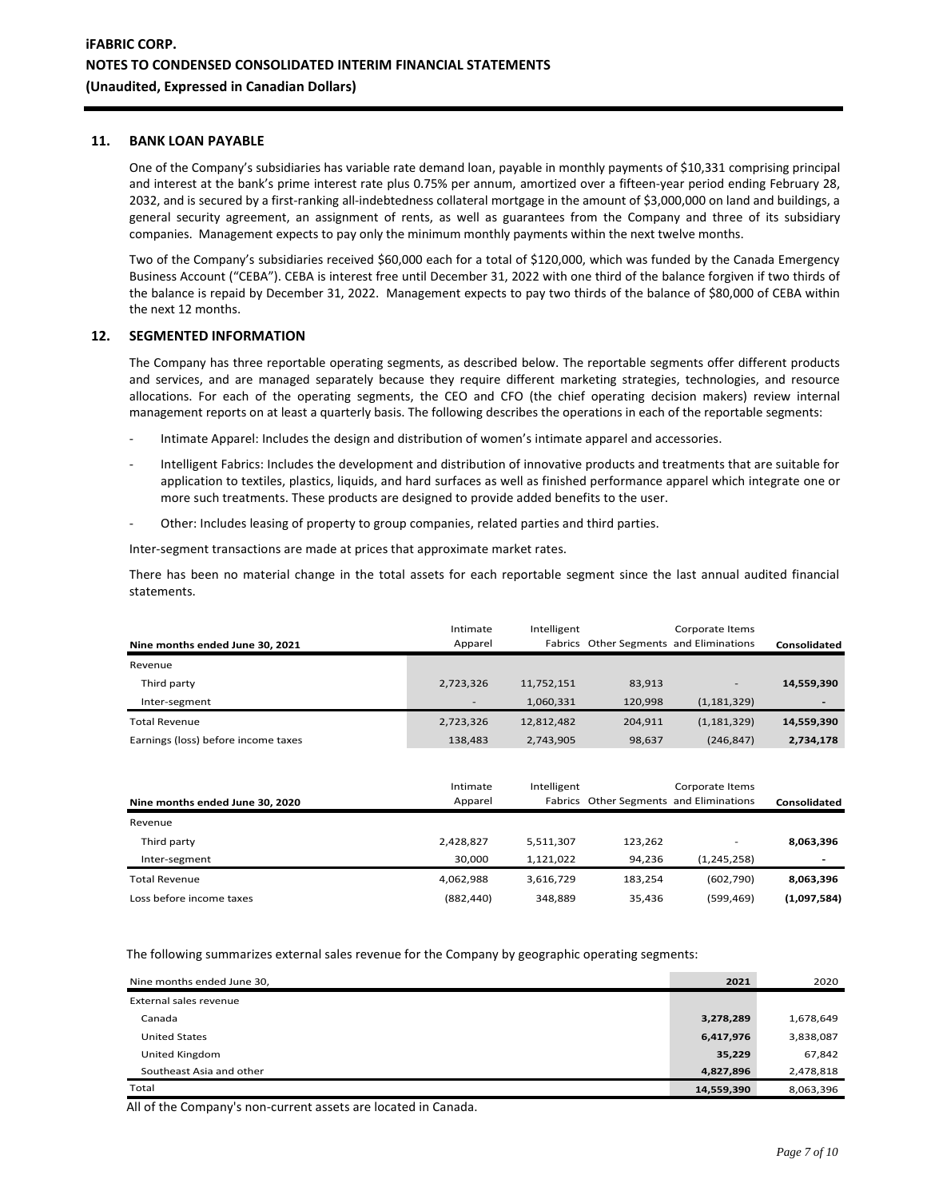## 11. BANK LOAN PAYABLE

One of the Company's subsidiaries has variable rate demand loan, payable in monthly payments of $10,331 comprising principal and interest at the bank's prime interest rate plus 0.75% per annum, amortized over a fifteen-year period ending February 28, 2032, and is secured by a first-ranking all-indebtedness collateral mortgage in the amount of $3,000,000 on land and buildings, a general security agreement, an assignment of rents, as well as guarantees from the Company and three of its subsidiary companies. Management expects to pay only the minimum monthly payments within the next twelve months.

Two of the Company's subsidiaries received $60,000 each for a total of $120,000, which was funded by the Canada Emergency Business Account ("CEBA"). CEBA is interest free until December 31, 2022 with one third of the balance forgiven if two thirds of the balance is repaid by December 31, 2022. Management expects to pay two thirds of the balance of $80,000 of CEBA within the next 12 months.

## 12. SEGMENTED INFORMATION

The Company has three reportable operating segments, as described below. The reportable segments offer different products and services, and are managed separately because they require different marketing strategies, technologies, and resource allocations. For each of the operating segments, the CEO and CFO (the chief operating decision makers) review internal management reports on at least a quarterly basis. The following describes the operations in each of the reportable segments:

- Intimate Apparel: Includes the design and distribution of women's intimate apparel and accessories.
- Intelligent Fabrics: Includes the development and distribution of innovative products and treatments that are suitable for application to textiles, plastics, liquids, and hard surfaces as well as finished performance apparel which integrate one or more such treatments. These products are designed to provide added benefits to the user.
- Other: Includes leasing of property to group companies, related parties and third parties.

Inter-segment transactions are made at prices that approximate market rates.

There has been no material change in the total assets for each reportable segment since the last annual audited financial statements.

| Nine months ended June 30, 2021 | Intimate Apparel | Intelligent Fabrics | Other Segments | Corporate Items and Eliminations | Consolidated |
|---|---|---|---|---|---|
| Revenue | | | | | |
| Third party | 2,723,326 | 11,752,151 | 83,913 | - | **14,559,390** |
| Inter-segment | - | 1,060,331 | 120,998 | (1,181,329) | **-** |
| Total Revenue | 2,723,326 | 12,812,482 | 204,911 | (1,181,329) | **14,559,390** |
| Earnings (loss) before income taxes | 138,483 | 2,743,905 | 98,637 | (246,847) | **2,734,178** |

| Nine months ended June 30, 2020 | Intimate Apparel | Intelligent Fabrics | Other Segments | Corporate Items and Eliminations | Consolidated |
|---|---|---|---|---|---|
| Revenue | | | | | |
| Third party | 2,428,827 | 5,511,307 | 123,262 | - | **8,063,396** |
| Inter-segment | 30,000 | 1,121,022 | 94,236 | (1,245,258) | **-** |
| Total Revenue | 4,062,988 | 3,616,729 | 183,254 | (602,790) | **8,063,396** |
| Loss before income taxes | (882,440) | 348,889 | 35,436 | (599,469) | **(1,097,584)** |

The following summarizes external sales revenue for the Company by geographic operating segments:

| Nine months ended June 30, | 2021 | 2020 |
|---|---|---|
| External sales revenue | | |
| Canada | **3,278,289** | 1,678,649 |
| United States | **6,417,976** | 3,838,087 |
| United Kingdom | **35,229** | 67,842 |
| Southeast Asia and other | **4,827,896** | 2,478,818 |
| Total | **14,559,390** | 8,063,396 |

All of the Company's non-current assets are located in Canada.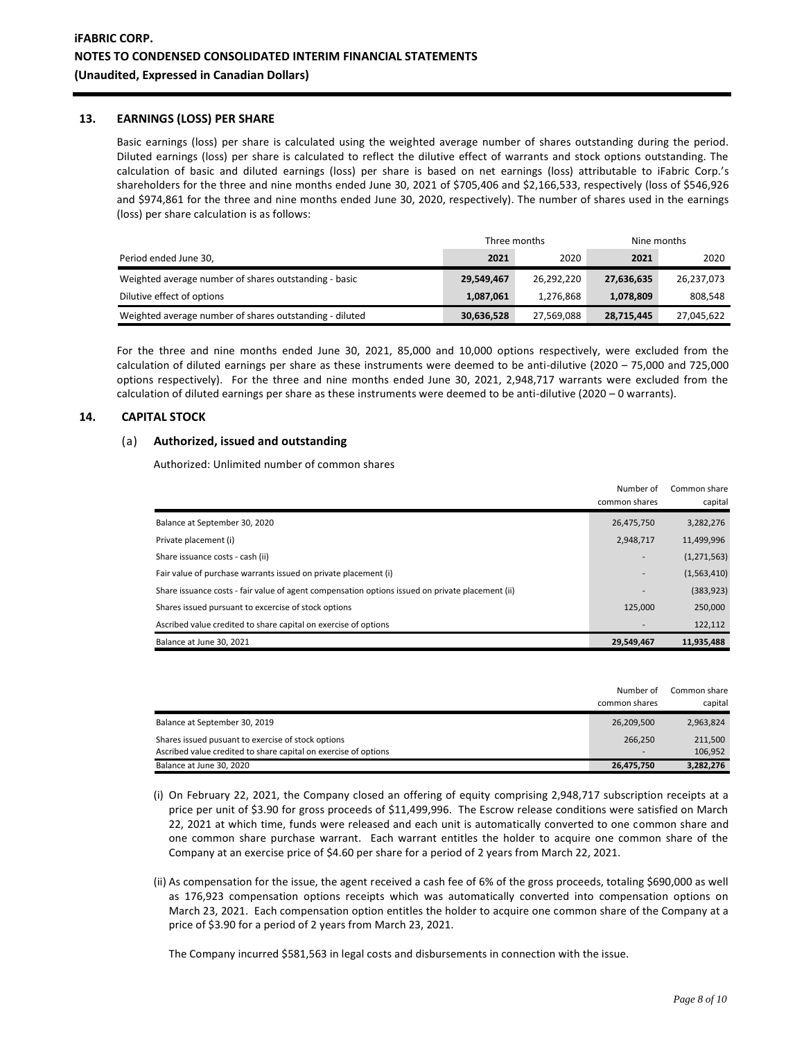## 13. EARNINGS (LOSS) PER SHARE

Basic earnings (loss) per share is calculated using the weighted average number of shares outstanding during the period. Diluted earnings (loss) per share is calculated to reflect the dilutive effect of warrants and stock options outstanding. The calculation of basic and diluted earnings (loss) per share is based on net earnings (loss) attributable to iFabric Corp.'s shareholders for the three and nine months ended June 30, 2021 of $705,406 and $2,166,533, respectively (loss of $546,926 and $974,861 for the three and nine months ended June 30, 2020, respectively). The number of shares used in the earnings (loss) per share calculation is as follows:

| | Three months | | Nine months | |
|---|---|---|---|---|
| Period ended June 30, | **2021** | 2020 | **2021** | 2020 |
| Weighted average number of shares outstanding - basic | **29,549,467** | 26,292,220 | **27,636,635** | 26,237,073 |
| Dilutive effect of options | **1,087,061** | 1,276,868 | **1,078,809** | 808,548 |
| Weighted average number of shares outstanding - diluted | **30,636,528** | 27,569,088 | **28,715,445** | 27,045,622 |

For the three and nine months ended June 30, 2021, 85,000 and 10,000 options respectively, were excluded from the calculation of diluted earnings per share as these instruments were deemed to be anti-dilutive (2020 – 75,000 and 725,000 options respectively). For the three and nine months ended June 30, 2021, 2,948,717 warrants were excluded from the calculation of diluted earnings per share as these instruments were deemed to be anti-dilutive (2020 – 0 warrants).

## 14. CAPITAL STOCK

### (a) Authorized, issued and outstanding

Authorized: Unlimited number of common shares

| | Number of common shares | Common share capital |
|---|---|---|
| Balance at September 30, 2020 | 26,475,750 | 3,282,276 |
| Private placement (i) | 2,948,717 | 11,499,996 |
| Share issuance costs - cash (ii) | - | (1,271,563) |
| Fair value of purchase warrants issued on private placement (i) | - | (1,563,410) |
| Share issuance costs - fair value of agent compensation options issued on private placement (ii) | - | (383,923) |
| Shares issued pursuant to excercise of stock options | 125,000 | 250,000 |
| Ascribed value credited to share capital on exercise of options | - | 122,112 |
| Balance at June 30, 2021 | **29,549,467** | **11,935,488** |

| | Number of common shares | Common share capital |
|---|---|---|
| Balance at September 30, 2019 | 26,209,500 | 2,963,824 |
| Shares issued pusuant to exercise of stock options | 266,250 | 211,500 |
| Ascribed value credited to share capital on exercise of options | - | 106,952 |
| Balance at June 30, 2020 | **26,475,750** | **3,282,276** |

(i) On February 22, 2021, the Company closed an offering of equity comprising 2,948,717 subscription receipts at a price per unit of $3.90 for gross proceeds of $11,499,996. The Escrow release conditions were satisfied on March 22, 2021 at which time, funds were released and each unit is automatically converted to one common share and one common share purchase warrant. Each warrant entitles the holder to acquire one common share of the Company at an exercise price of $4.60 per share for a period of 2 years from March 22, 2021.

(ii) As compensation for the issue, the agent received a cash fee of 6% of the gross proceeds, totaling $690,000 as well as 176,923 compensation options receipts which was automatically converted into compensation options on March 23, 2021. Each compensation option entitles the holder to acquire one common share of the Company at a price of $3.90 for a period of 2 years from March 23, 2021.

The Company incurred $581,563 in legal costs and disbursements in connection with the issue.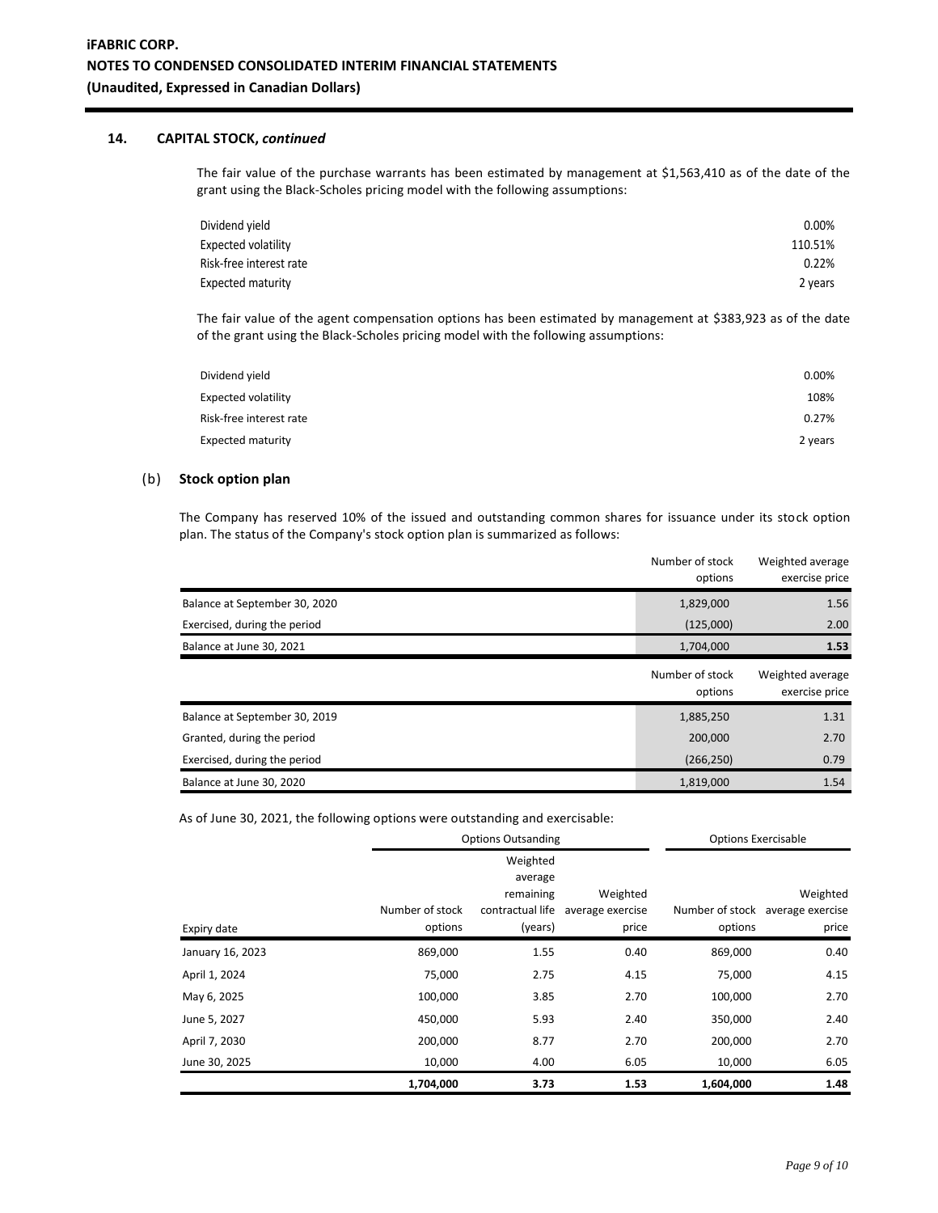## 14. CAPITAL STOCK, *continued*

The fair value of the purchase warrants has been estimated by management at $1,563,410 as of the date of the grant using the Black-Scholes pricing model with the following assumptions:

| | |
|---|---|
| Dividend yield | 0.00% |
| Expected volatility | 110.51% |
| Risk-free interest rate | 0.22% |
| Expected maturity | 2 years |

The fair value of the agent compensation options has been estimated by management at $383,923 as of the date of the grant using the Black-Scholes pricing model with the following assumptions:

| | |
|---|---|
| Dividend yield | 0.00% |
| Expected volatility | 108% |
| Risk-free interest rate | 0.27% |
| Expected maturity | 2 years |

### (b) Stock option plan

The Company has reserved 10% of the issued and outstanding common shares for issuance under its stock option plan. The status of the Company's stock option plan is summarized as follows:

| | Number of stock options | Weighted average exercise price |
|---|---|---|
| Balance at September 30, 2020 | 1,829,000 | 1.56 |
| Exercised, during the period | (125,000) | 2.00 |
| Balance at June 30, 2021 | 1,704,000 | **1.53** |

| | Number of stock options | Weighted average exercise price |
|---|---|---|
| Balance at September 30, 2019 | 1,885,250 | 1.31 |
| Granted, during the period | 200,000 | 2.70 |
| Exercised, during the period | (266,250) | 0.79 |
| Balance at June 30, 2020 | 1,819,000 | 1.54 |

As of June 30, 2021, the following options were outstanding and exercisable:

| | Options Outsanding | | | Options Exercisable | |
|---|---|---|---|---|---|
| Expiry date | Number of stock options | Weighted average remaining contractual life (years) | Weighted average exercise price | Number of stock options | Weighted average exercise price |
| January 16, 2023 | 869,000 | 1.55 | 0.40 | 869,000 | 0.40 |
| April 1, 2024 | 75,000 | 2.75 | 4.15 | 75,000 | 4.15 |
| May 6, 2025 | 100,000 | 3.85 | 2.70 | 100,000 | 2.70 |
| June 5, 2027 | 450,000 | 5.93 | 2.40 | 350,000 | 2.40 |
| April 7, 2030 | 200,000 | 8.77 | 2.70 | 200,000 | 2.70 |
| June 30, 2025 | 10,000 | 4.00 | 6.05 | 10,000 | 6.05 |
| | **1,704,000** | **3.73** | **1.53** | **1,604,000** | **1.48** |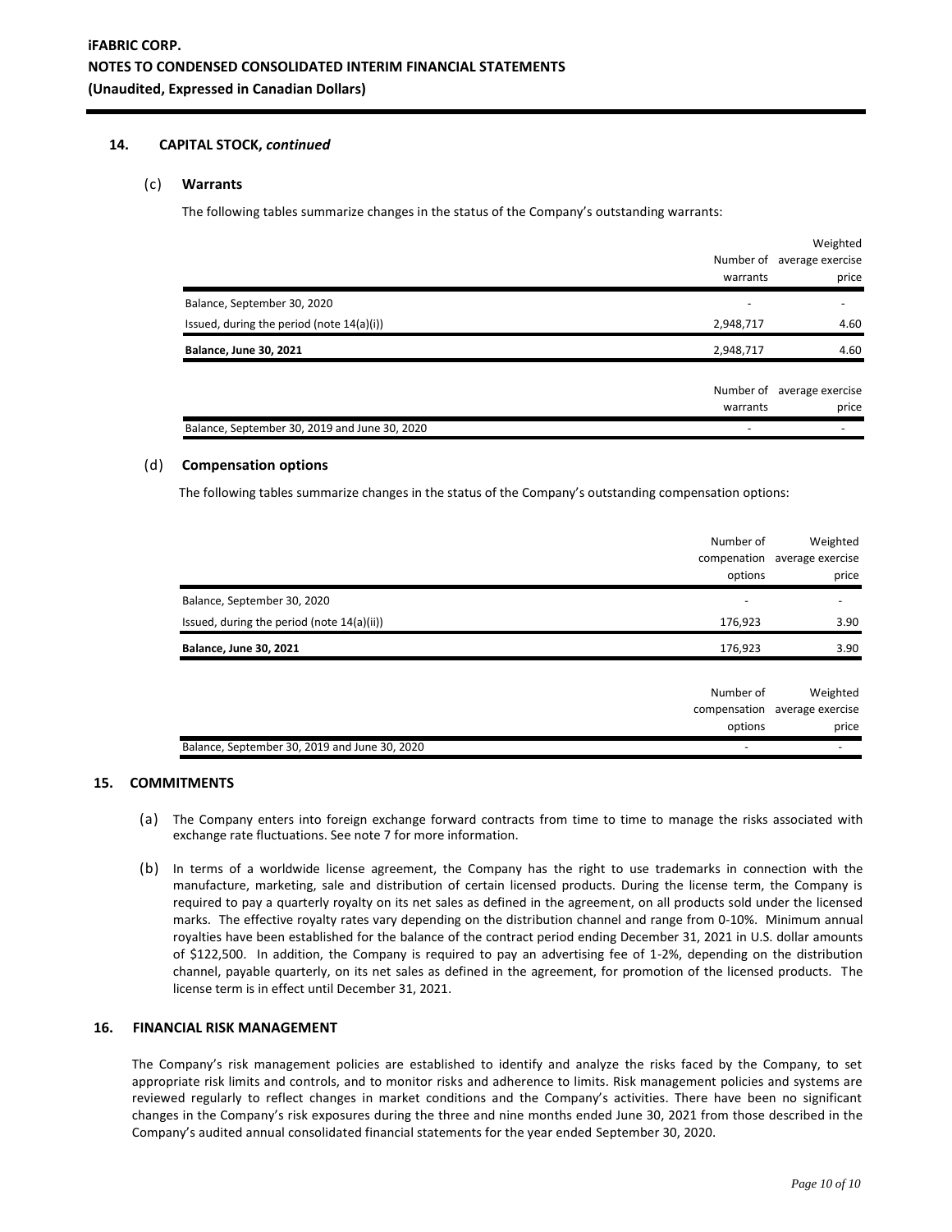## 14. CAPITAL STOCK, *continued*

### (c) Warrants

The following tables summarize changes in the status of the Company's outstanding warrants:

| | Number of warrants | Weighted average exercise price |
|---|---|---|
| Balance, September 30, 2020 | - | - |
| Issued, during the period (note 14(a)(i)) | 2,948,717 | 4.60 |
| **Balance, June 30, 2021** | 2,948,717 | 4.60 |

| | Number of warrants | average exercise price |
|---|---|---|
| Balance, September 30, 2019 and June 30, 2020 | - | - |

### (d) Compensation options

The following tables summarize changes in the status of the Company's outstanding compensation options:

| | Number of compensation options | Weighted average exercise price |
|---|---|---|
| Balance, September 30, 2020 | - | - |
| Issued, during the period (note 14(a)(ii)) | 176,923 | 3.90 |
| **Balance, June 30, 2021** | 176,923 | 3.90 |

| | Number of compensation options | Weighted average exercise price |
|---|---|---|
| Balance, September 30, 2019 and June 30, 2020 | - | - |

## 15. COMMITMENTS

(a) The Company enters into foreign exchange forward contracts from time to time to manage the risks associated with exchange rate fluctuations. See note 7 for more information.

(b) In terms of a worldwide license agreement, the Company has the right to use trademarks in connection with the manufacture, marketing, sale and distribution of certain licensed products. During the license term, the Company is required to pay a quarterly royalty on its net sales as defined in the agreement, on all products sold under the licensed marks. The effective royalty rates vary depending on the distribution channel and range from 0-10%. Minimum annual royalties have been established for the balance of the contract period ending December 31, 2021 in U.S. dollar amounts of $122,500. In addition, the Company is required to pay an advertising fee of 1-2%, depending on the distribution channel, payable quarterly, on its net sales as defined in the agreement, for promotion of the licensed products. The license term is in effect until December 31, 2021.

## 16. FINANCIAL RISK MANAGEMENT

The Company's risk management policies are established to identify and analyze the risks faced by the Company, to set appropriate risk limits and controls, and to monitor risks and adherence to limits. Risk management policies and systems are reviewed regularly to reflect changes in market conditions and the Company's activities. There have been no significant changes in the Company's risk exposures during the three and nine months ended June 30, 2021 from those described in the Company's audited annual consolidated financial statements for the year ended September 30, 2020.